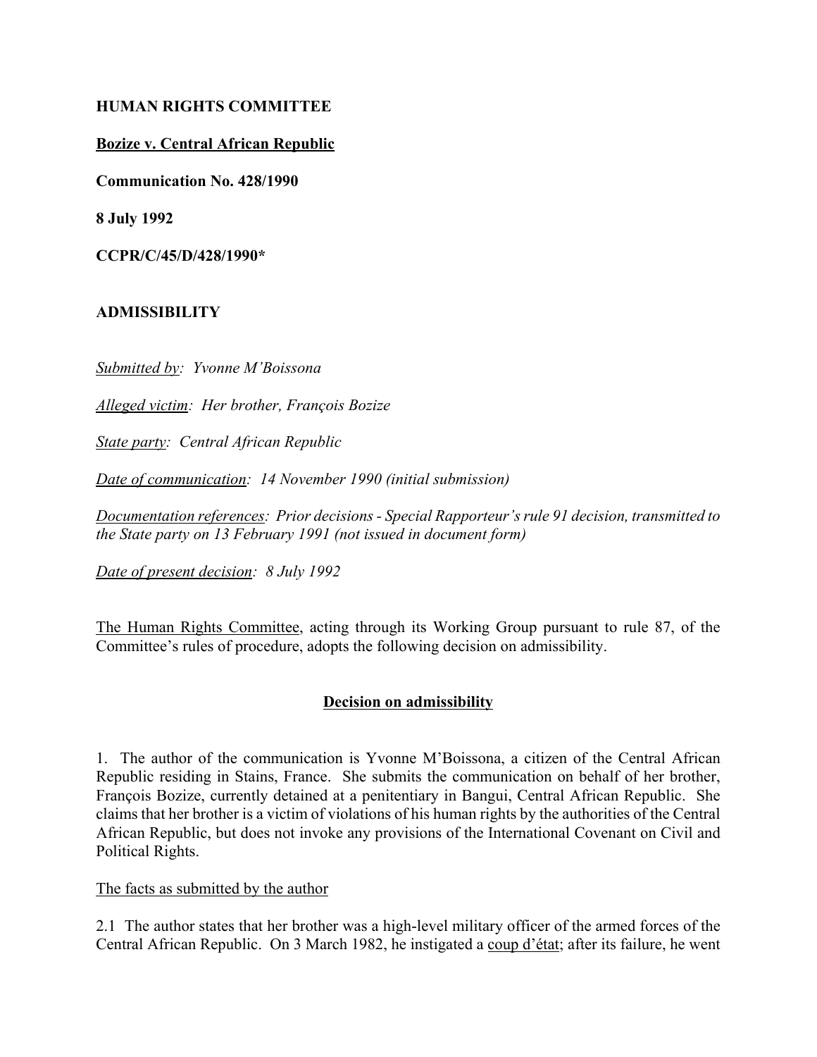**HUMAN RIGHTS COMMITTEE**

**Bozize v. Central African Republic**

**Communication No. 428/1990**

**8 July 1992**

**CCPR/C/45/D/428/1990***

**ADMISSIBILITY**

*Submitted by: Yvonne M'Boissona*

*Alleged victim: Her brother, François Bozize*

*State party: Central African Republic*

*Date of communication: 14 November 1990 (initial submission)*

*Documentation references: Prior decisions - Special Rapporteur's rule 91 decision, transmitted to the State party on 13 February 1991 (not issued in document form)*

*Date of present decision: 8 July 1992*

The Human Rights Committee, acting through its Working Group pursuant to rule 87, of the Committee's rules of procedure, adopts the following decision on admissibility.

**Decision on admissibility**

1. The author of the communication is Yvonne M'Boissona, a citizen of the Central African Republic residing in Stains, France. She submits the communication on behalf of her brother, François Bozize, currently detained at a penitentiary in Bangui, Central African Republic. She claims that her brother is a victim of violations of his human rights by the authorities of the Central African Republic, but does not invoke any provisions of the International Covenant on Civil and Political Rights.

The facts as submitted by the author

2.1 The author states that her brother was a high-level military officer of the armed forces of the Central African Republic. On 3 March 1982, he instigated a coup d'état; after its failure, he went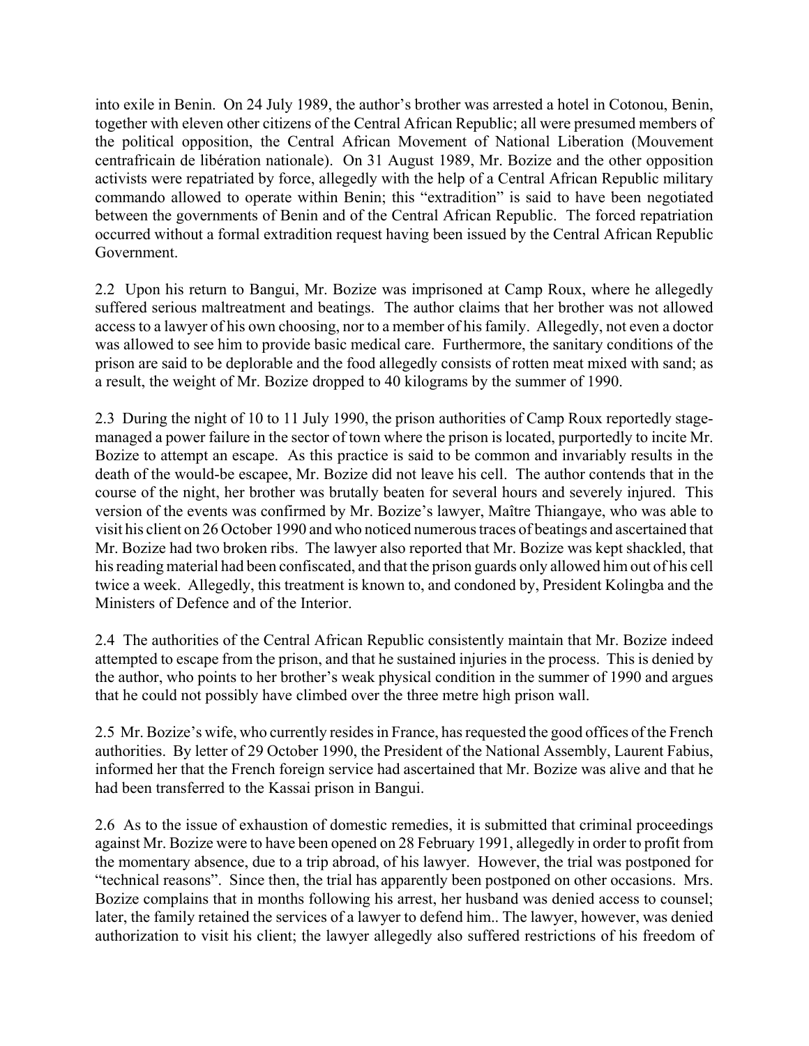into exile in Benin. On 24 July 1989, the author's brother was arrested a hotel in Cotonou, Benin, together with eleven other citizens of the Central African Republic; all were presumed members of the political opposition, the Central African Movement of National Liberation (Mouvement centrafricain de libération nationale). On 31 August 1989, Mr. Bozize and the other opposition activists were repatriated by force, allegedly with the help of a Central African Republic military commando allowed to operate within Benin; this "extradition" is said to have been negotiated between the governments of Benin and of the Central African Republic. The forced repatriation occurred without a formal extradition request having been issued by the Central African Republic Government.

2.2 Upon his return to Bangui, Mr. Bozize was imprisoned at Camp Roux, where he allegedly suffered serious maltreatment and beatings. The author claims that her brother was not allowed access to a lawyer of his own choosing, nor to a member of his family. Allegedly, not even a doctor was allowed to see him to provide basic medical care. Furthermore, the sanitary conditions of the prison are said to be deplorable and the food allegedly consists of rotten meat mixed with sand; as a result, the weight of Mr. Bozize dropped to 40 kilograms by the summer of 1990.

2.3 During the night of 10 to 11 July 1990, the prison authorities of Camp Roux reportedly stage-managed a power failure in the sector of town where the prison is located, purportedly to incite Mr. Bozize to attempt an escape. As this practice is said to be common and invariably results in the death of the would-be escapee, Mr. Bozize did not leave his cell. The author contends that in the course of the night, her brother was brutally beaten for several hours and severely injured. This version of the events was confirmed by Mr. Bozize's lawyer, Maître Thiangaye, who was able to visit his client on 26 October 1990 and who noticed numerous traces of beatings and ascertained that Mr. Bozize had two broken ribs. The lawyer also reported that Mr. Bozize was kept shackled, that his reading material had been confiscated, and that the prison guards only allowed him out of his cell twice a week. Allegedly, this treatment is known to, and condoned by, President Kolingba and the Ministers of Defence and of the Interior.

2.4 The authorities of the Central African Republic consistently maintain that Mr. Bozize indeed attempted to escape from the prison, and that he sustained injuries in the process. This is denied by the author, who points to her brother's weak physical condition in the summer of 1990 and argues that he could not possibly have climbed over the three metre high prison wall.

2.5 Mr. Bozize's wife, who currently resides in France, has requested the good offices of the French authorities. By letter of 29 October 1990, the President of the National Assembly, Laurent Fabius, informed her that the French foreign service had ascertained that Mr. Bozize was alive and that he had been transferred to the Kassai prison in Bangui.

2.6 As to the issue of exhaustion of domestic remedies, it is submitted that criminal proceedings against Mr. Bozize were to have been opened on 28 February 1991, allegedly in order to profit from the momentary absence, due to a trip abroad, of his lawyer. However, the trial was postponed for "technical reasons". Since then, the trial has apparently been postponed on other occasions. Mrs. Bozize complains that in months following his arrest, her husband was denied access to counsel; later, the family retained the services of a lawyer to defend him.. The lawyer, however, was denied authorization to visit his client; the lawyer allegedly also suffered restrictions of his freedom of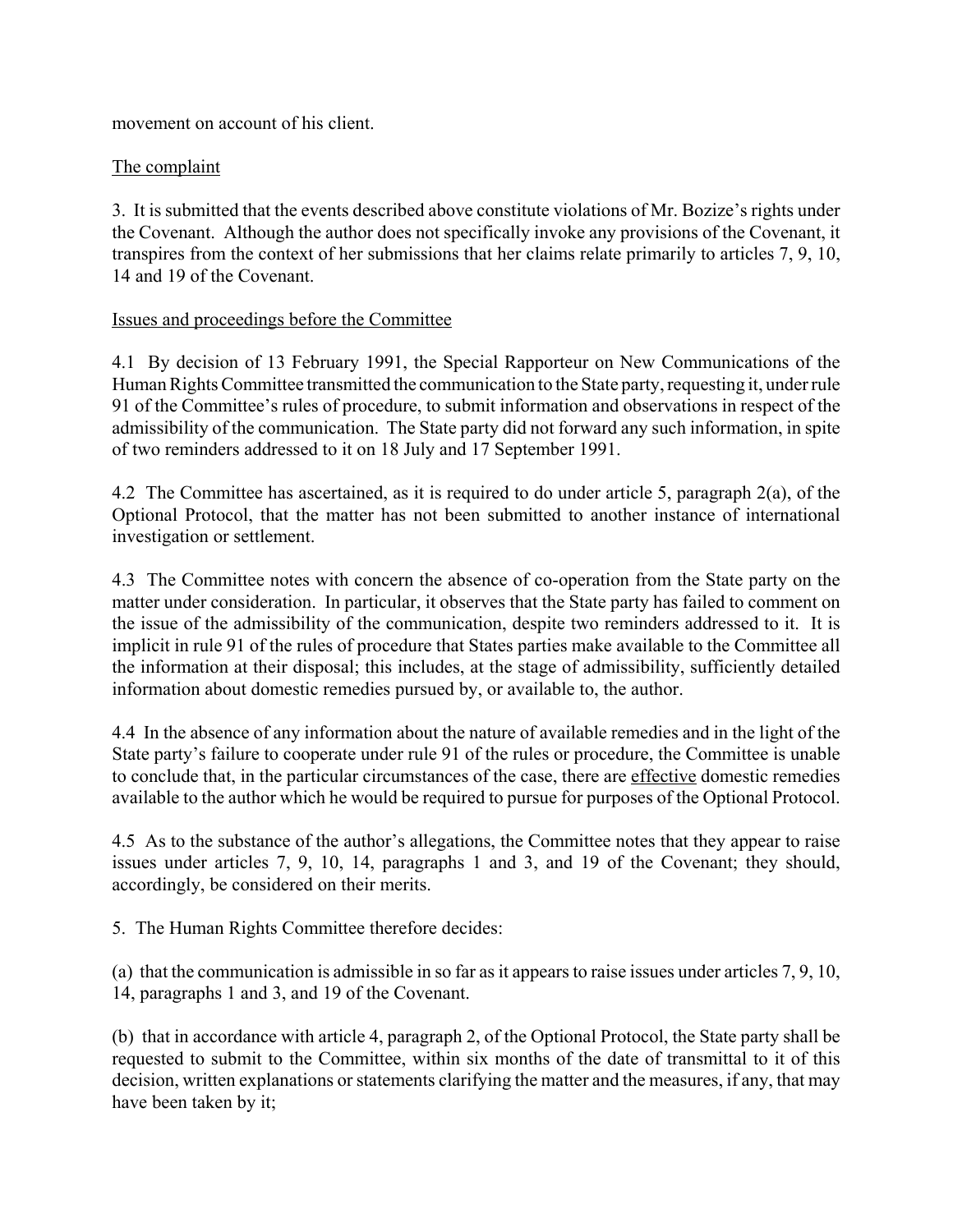movement on account of his client.

The complaint

3. It is submitted that the events described above constitute violations of Mr. Bozize's rights under the Covenant. Although the author does not specifically invoke any provisions of the Covenant, it transpires from the context of her submissions that her claims relate primarily to articles 7, 9, 10, 14 and 19 of the Covenant.

Issues and proceedings before the Committee

4.1 By decision of 13 February 1991, the Special Rapporteur on New Communications of the Human Rights Committee transmitted the communication to the State party, requesting it, under rule 91 of the Committee's rules of procedure, to submit information and observations in respect of the admissibility of the communication. The State party did not forward any such information, in spite of two reminders addressed to it on 18 July and 17 September 1991.

4.2 The Committee has ascertained, as it is required to do under article 5, paragraph 2(a), of the Optional Protocol, that the matter has not been submitted to another instance of international investigation or settlement.

4.3 The Committee notes with concern the absence of co-operation from the State party on the matter under consideration. In particular, it observes that the State party has failed to comment on the issue of the admissibility of the communication, despite two reminders addressed to it. It is implicit in rule 91 of the rules of procedure that States parties make available to the Committee all the information at their disposal; this includes, at the stage of admissibility, sufficiently detailed information about domestic remedies pursued by, or available to, the author.

4.4 In the absence of any information about the nature of available remedies and in the light of the State party's failure to cooperate under rule 91 of the rules or procedure, the Committee is unable to conclude that, in the particular circumstances of the case, there are effective domestic remedies available to the author which he would be required to pursue for purposes of the Optional Protocol.

4.5 As to the substance of the author's allegations, the Committee notes that they appear to raise issues under articles 7, 9, 10, 14, paragraphs 1 and 3, and 19 of the Covenant; they should, accordingly, be considered on their merits.

5. The Human Rights Committee therefore decides:

(a) that the communication is admissible in so far as it appears to raise issues under articles 7, 9, 10, 14, paragraphs 1 and 3, and 19 of the Covenant.

(b) that in accordance with article 4, paragraph 2, of the Optional Protocol, the State party shall be requested to submit to the Committee, within six months of the date of transmittal to it of this decision, written explanations or statements clarifying the matter and the measures, if any, that may have been taken by it;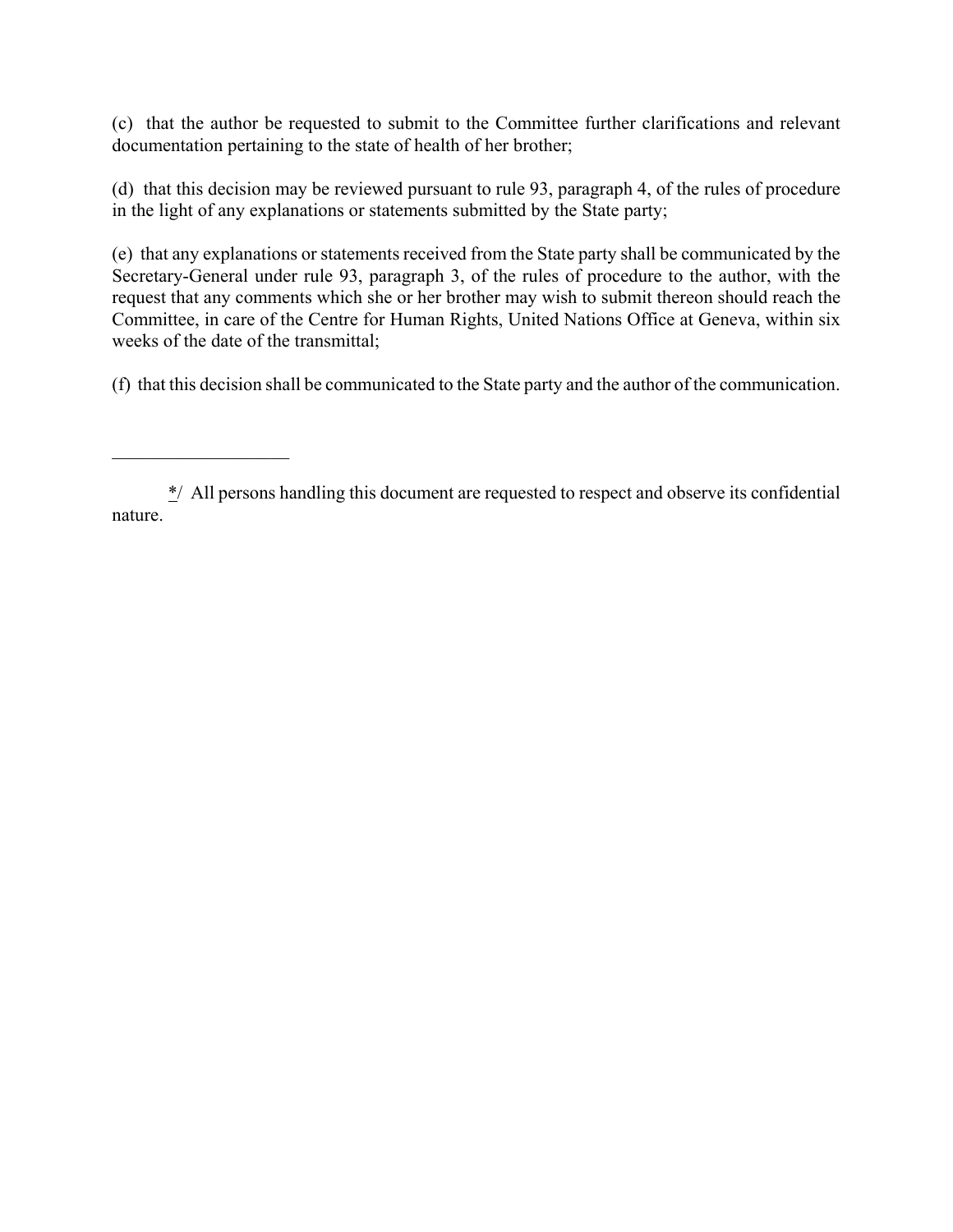(c) that the author be requested to submit to the Committee further clarifications and relevant documentation pertaining to the state of health of her brother;

(d) that this decision may be reviewed pursuant to rule 93, paragraph 4, of the rules of procedure in the light of any explanations or statements submitted by the State party;

(e) that any explanations or statements received from the State party shall be communicated by the Secretary-General under rule 93, paragraph 3, of the rules of procedure to the author, with the request that any comments which she or her brother may wish to submit thereon should reach the Committee, in care of the Centre for Human Rights, United Nations Office at Geneva, within six weeks of the date of the transmittal;

(f) that this decision shall be communicated to the State party and the author of the communication.

---

*/ All persons handling this document are requested to respect and observe its confidential nature.